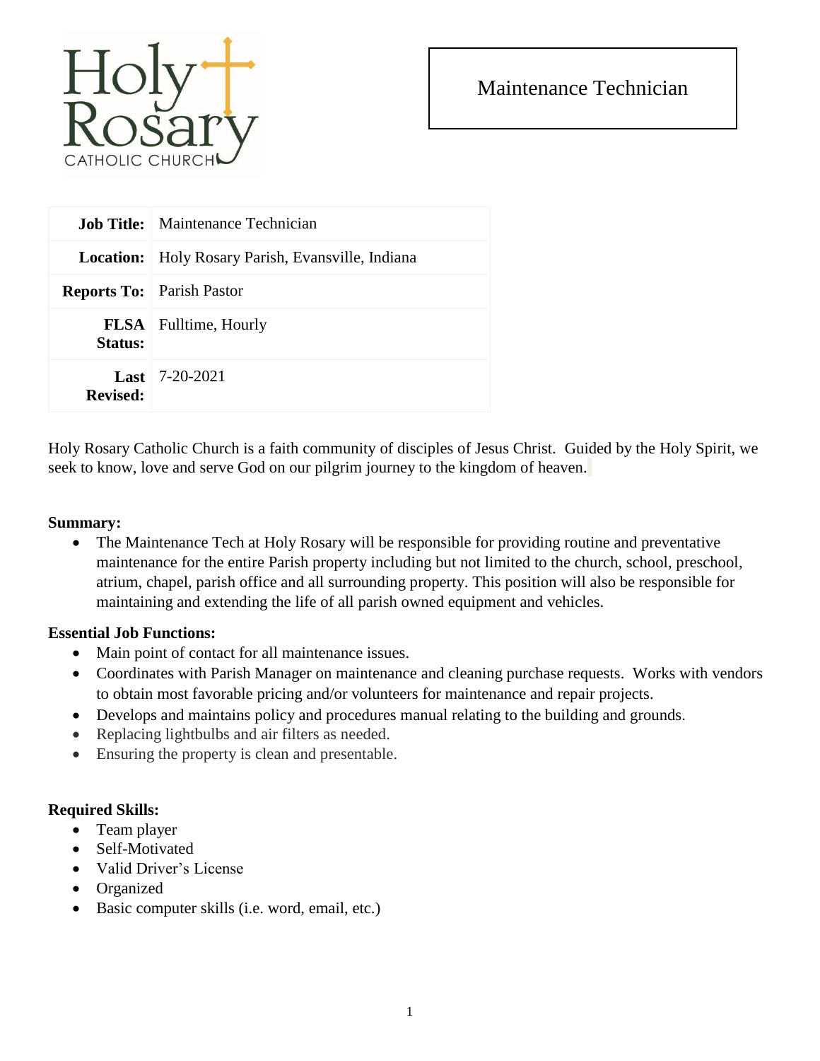Holy Rosary CATHOLIC CHURCH

# Maintenance Technician

| | |
|---|---|
| **Job Title:** | Maintenance Technician |
| **Location:** | Holy Rosary Parish, Evansville, Indiana |
| **Reports To:** | Parish Pastor |
| **FLSA Status:** | Fulltime, Hourly |
| **Last Revised:** | 7-20-2021 |

Holy Rosary Catholic Church is a faith community of disciples of Jesus Christ. Guided by the Holy Spirit, we seek to know, love and serve God on our pilgrim journey to the kingdom of heaven.

**Summary:**

- The Maintenance Tech at Holy Rosary will be responsible for providing routine and preventative maintenance for the entire Parish property including but not limited to the church, school, preschool, atrium, chapel, parish office and all surrounding property. This position will also be responsible for maintaining and extending the life of all parish owned equipment and vehicles.

**Essential Job Functions:**

- Main point of contact for all maintenance issues.
- Coordinates with Parish Manager on maintenance and cleaning purchase requests. Works with vendors to obtain most favorable pricing and/or volunteers for maintenance and repair projects.
- Develops and maintains policy and procedures manual relating to the building and grounds.
- Replacing lightbulbs and air filters as needed.
- Ensuring the property is clean and presentable.

**Required Skills:**

- Team player
- Self-Motivated
- Valid Driver's License
- Organized
- Basic computer skills (i.e. word, email, etc.)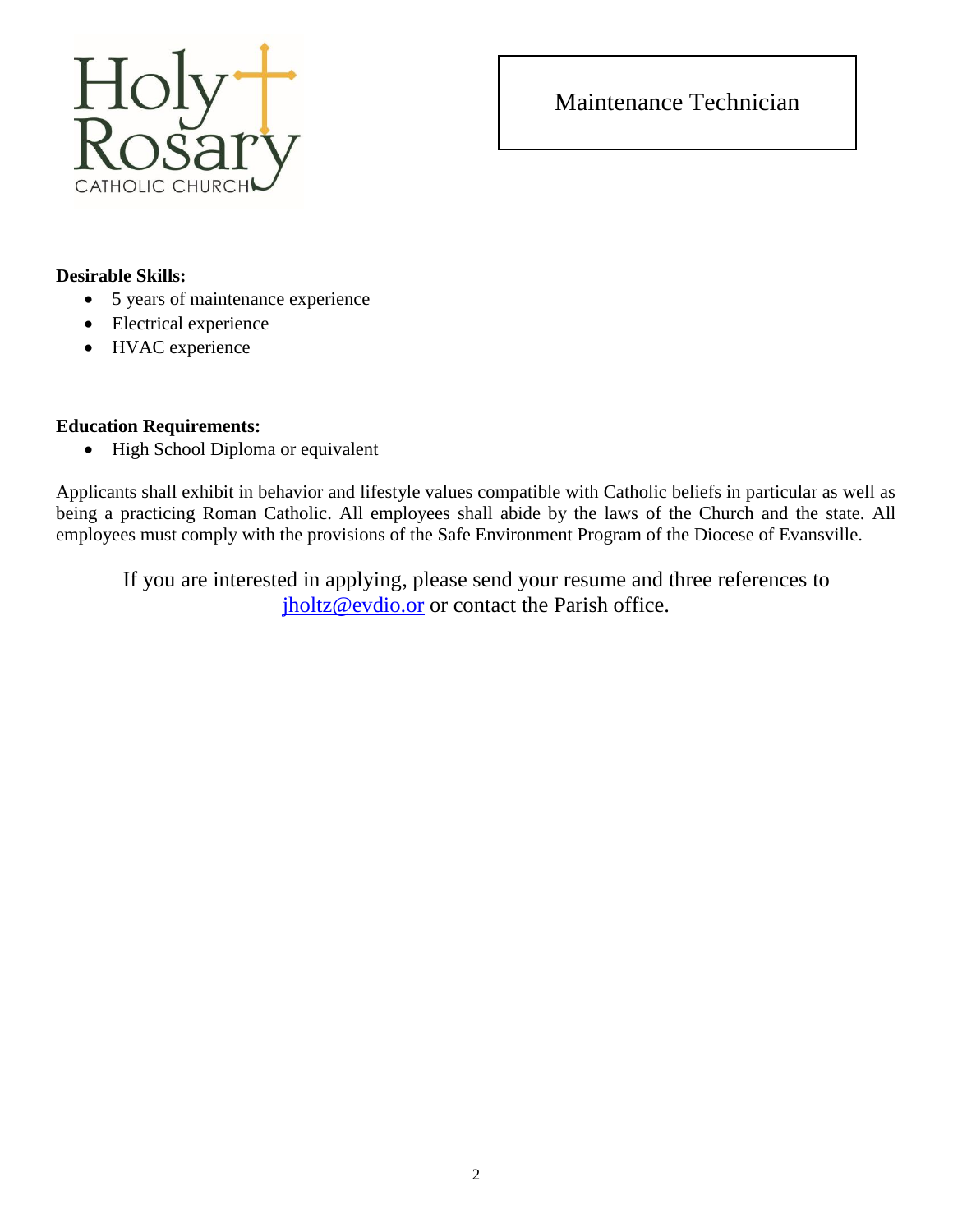Holy Rosary CATHOLIC CHURCH

Maintenance Technician

**Desirable Skills:**

- 5 years of maintenance experience
- Electrical experience
- HVAC experience

**Education Requirements:**

- High School Diploma or equivalent

Applicants shall exhibit in behavior and lifestyle values compatible with Catholic beliefs in particular as well as being a practicing Roman Catholic. All employees shall abide by the laws of the Church and the state. All employees must comply with the provisions of the Safe Environment Program of the Diocese of Evansville.

If you are interested in applying, please send your resume and three references to jholtz@evdio.or or contact the Parish office.